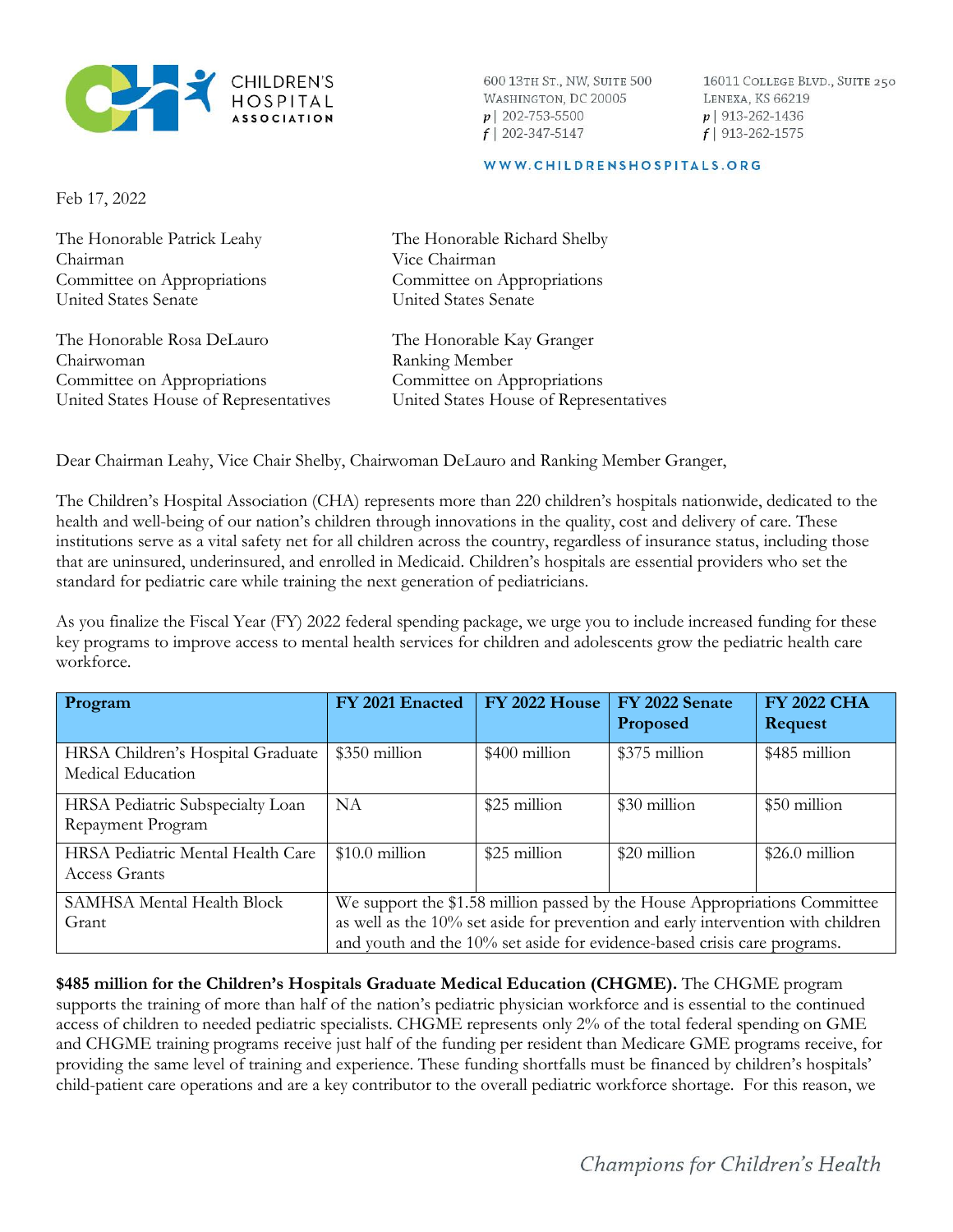CHILDREN'S HOSPITAL ASSOCIATION

600 13TH ST., NW, SUITE 500
WASHINGTON, DC 20005
p | 202-753-5500
f | 202-347-5147

16011 COLLEGE BLVD., SUITE 250
LENEXA, KS 66219
p | 913-262-1436
f | 913-262-1575

WWW.CHILDRENSHOSPITALS.ORG

Feb 17, 2022

The Honorable Patrick Leahy
Chairman
Committee on Appropriations
United States Senate

The Honorable Richard Shelby
Vice Chairman
Committee on Appropriations
United States Senate

The Honorable Rosa DeLauro
Chairwoman
Committee on Appropriations
United States House of Representatives

The Honorable Kay Granger
Ranking Member
Committee on Appropriations
United States House of Representatives

Dear Chairman Leahy, Vice Chair Shelby, Chairwoman DeLauro and Ranking Member Granger,

The Children's Hospital Association (CHA) represents more than 220 children's hospitals nationwide, dedicated to the health and well-being of our nation's children through innovations in the quality, cost and delivery of care. These institutions serve as a vital safety net for all children across the country, regardless of insurance status, including those that are uninsured, underinsured, and enrolled in Medicaid. Children's hospitals are essential providers who set the standard for pediatric care while training the next generation of pediatricians.

As you finalize the Fiscal Year (FY) 2022 federal spending package, we urge you to include increased funding for these key programs to improve access to mental health services for children and adolescents grow the pediatric health care workforce.

| Program | FY 2021 Enacted | FY 2022 House | FY 2022 Senate Proposed | FY 2022 CHA Request |
|---|---|---|---|---|
| HRSA Children's Hospital Graduate Medical Education | $350 million | $400 million | $375 million | $485 million |
| HRSA Pediatric Subspecialty Loan Repayment Program | NA | $25 million | $30 million | $50 million |
| HRSA Pediatric Mental Health Care Access Grants | $10.0 million | $25 million | $20 million | $26.0 million |
| SAMHSA Mental Health Block Grant | We support the $1.58 million passed by the House Appropriations Committee as well as the 10% set aside for prevention and early intervention with children and youth and the 10% set aside for evidence-based crisis care programs. | | | |

**$485 million for the Children's Hospitals Graduate Medical Education (CHGME).** The CHGME program supports the training of more than half of the nation's pediatric physician workforce and is essential to the continued access of children to needed pediatric specialists. CHGME represents only 2% of the total federal spending on GME and CHGME training programs receive just half of the funding per resident than Medicare GME programs receive, for providing the same level of training and experience. These funding shortfalls must be financed by children's hospitals' child-patient care operations and are a key contributor to the overall pediatric workforce shortage. For this reason, we

*Champions for Children's Health*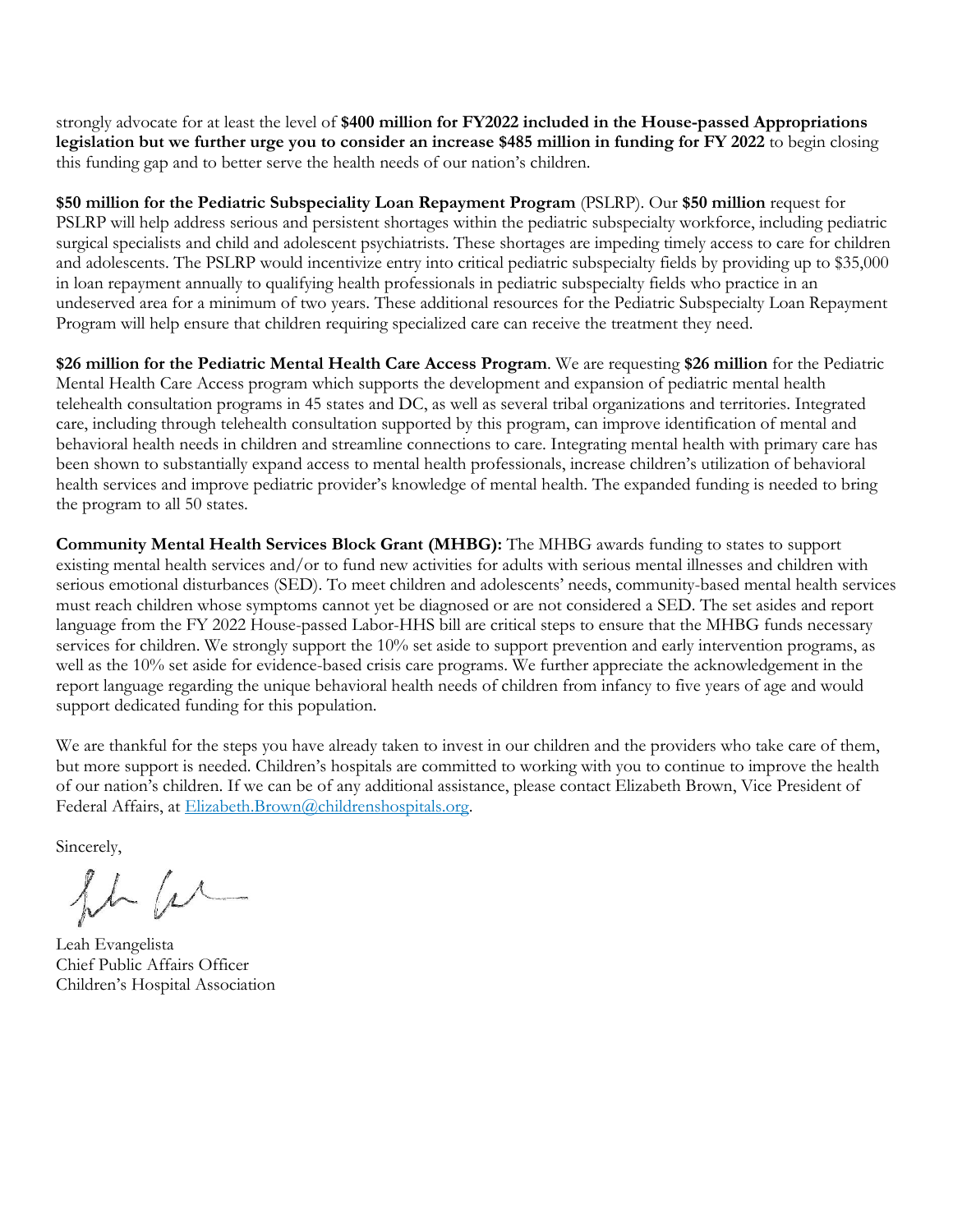strongly advocate for at least the level of **$400 million for FY2022 included in the House-passed Appropriations legislation but we further urge you to consider an increase $485 million in funding for FY 2022** to begin closing this funding gap and to better serve the health needs of our nation's children.

**$50 million for the Pediatric Subspeciality Loan Repayment Program** (PSLRP). Our **$50 million** request for PSLRP will help address serious and persistent shortages within the pediatric subspecialty workforce, including pediatric surgical specialists and child and adolescent psychiatrists. These shortages are impeding timely access to care for children and adolescents. The PSLRP would incentivize entry into critical pediatric subspecialty fields by providing up to $35,000 in loan repayment annually to qualifying health professionals in pediatric subspecialty fields who practice in an undeserved area for a minimum of two years. These additional resources for the Pediatric Subspecialty Loan Repayment Program will help ensure that children requiring specialized care can receive the treatment they need.

**$26 million for the Pediatric Mental Health Care Access Program**. We are requesting **$26 million** for the Pediatric Mental Health Care Access program which supports the development and expansion of pediatric mental health telehealth consultation programs in 45 states and DC, as well as several tribal organizations and territories. Integrated care, including through telehealth consultation supported by this program, can improve identification of mental and behavioral health needs in children and streamline connections to care. Integrating mental health with primary care has been shown to substantially expand access to mental health professionals, increase children's utilization of behavioral health services and improve pediatric provider's knowledge of mental health. The expanded funding is needed to bring the program to all 50 states.

**Community Mental Health Services Block Grant (MHBG):** The MHBG awards funding to states to support existing mental health services and/or to fund new activities for adults with serious mental illnesses and children with serious emotional disturbances (SED). To meet children and adolescents' needs, community-based mental health services must reach children whose symptoms cannot yet be diagnosed or are not considered a SED. The set asides and report language from the FY 2022 House-passed Labor-HHS bill are critical steps to ensure that the MHBG funds necessary services for children. We strongly support the 10% set aside to support prevention and early intervention programs, as well as the 10% set aside for evidence-based crisis care programs. We further appreciate the acknowledgement in the report language regarding the unique behavioral health needs of children from infancy to five years of age and would support dedicated funding for this population.

We are thankful for the steps you have already taken to invest in our children and the providers who take care of them, but more support is needed. Children's hospitals are committed to working with you to continue to improve the health of our nation's children. If we can be of any additional assistance, please contact Elizabeth Brown, Vice President of Federal Affairs, at Elizabeth.Brown@childrenshospitals.org.

Sincerely,

Leah Evangelista
Chief Public Affairs Officer
Children's Hospital Association